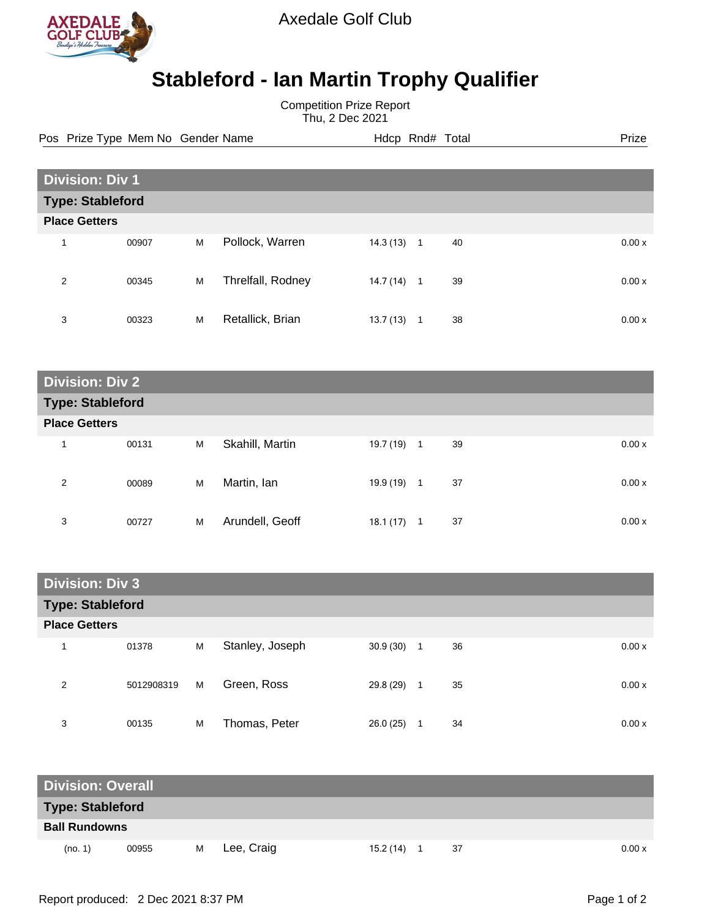Axedale Golf Club

# Stableford - Ian Martin Trophy Qualifier

Competition Prize Report
Thu, 2 Dec 2021

| Pos | Prize Type | Mem No | Gender | Name | Hdcp | Rnd# | Total | Prize |
|---|---|---|---|---|---|---|---|---|
| **Division: Div 1** | | | | | | | | |
| **Type: Stableford** | | | | | | | | |
| **Place Getters** | | | | | | | | |
| 1 | | 00907 | M | Pollock, Warren | 14.3 (13) | 1 | 40 | 0.00 x |
| 2 | | 00345 | M | Threlfall, Rodney | 14.7 (14) | 1 | 39 | 0.00 x |
| 3 | | 00323 | M | Retallick, Brian | 13.7 (13) | 1 | 38 | 0.00 x |
| **Division: Div 2** | | | | | | | | |
| **Type: Stableford** | | | | | | | | |
| **Place Getters** | | | | | | | | |
| 1 | | 00131 | M | Skahill, Martin | 19.7 (19) | 1 | 39 | 0.00 x |
| 2 | | 00089 | M | Martin, Ian | 19.9 (19) | 1 | 37 | 0.00 x |
| 3 | | 00727 | M | Arundell, Geoff | 18.1 (17) | 1 | 37 | 0.00 x |
| **Division: Div 3** | | | | | | | | |
| **Type: Stableford** | | | | | | | | |
| **Place Getters** | | | | | | | | |
| 1 | | 01378 | M | Stanley, Joseph | 30.9 (30) | 1 | 36 | 0.00 x |
| 2 | | 5012908319 | M | Green, Ross | 29.8 (29) | 1 | 35 | 0.00 x |
| 3 | | 00135 | M | Thomas, Peter | 26.0 (25) | 1 | 34 | 0.00 x |
| **Division: Overall** | | | | | | | | |
| **Type: Stableford** | | | | | | | | |
| **Ball Rundowns** | | | | | | | | |
| (no. 1) | | 00955 | M | Lee, Craig | 15.2 (14) | 1 | 37 | 0.00 x |

Report produced: 2 Dec 2021 8:37 PM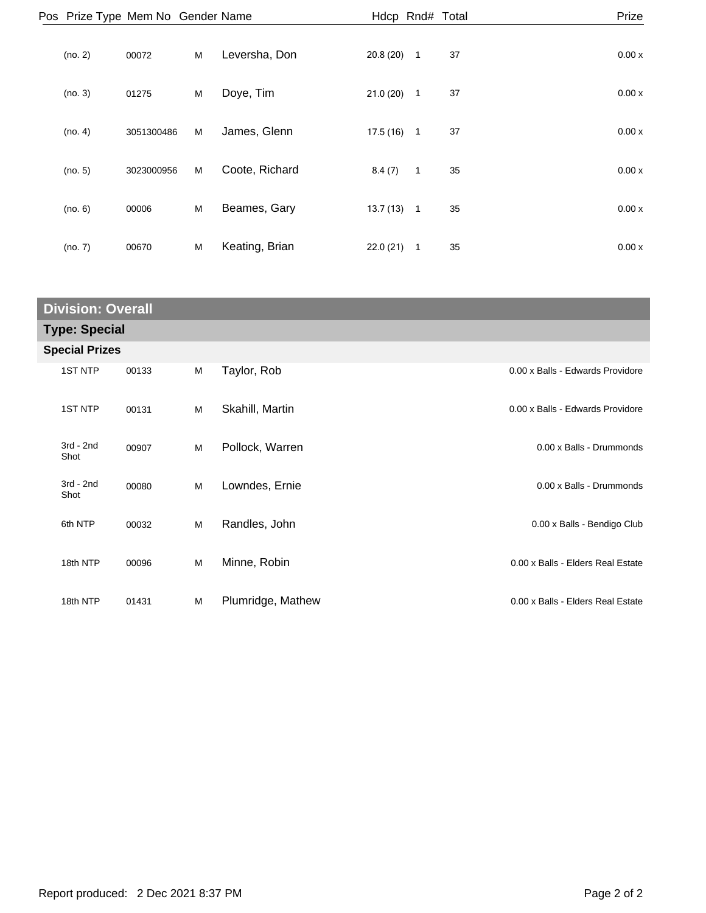| Pos | Prize Type | Mem No | Gender | Name | Hdcp | Rnd# | Total | Prize |
|---|---|---|---|---|---|---|---|---|
| | (no. 2) | 00072 | M | Leversha, Don | 20.8 (20) | 1 | 37 | 0.00 x |
| | (no. 3) | 01275 | M | Doye, Tim | 21.0 (20) | 1 | 37 | 0.00 x |
| | (no. 4) | 3051300486 | M | James, Glenn | 17.5 (16) | 1 | 37 | 0.00 x |
| | (no. 5) | 3023000956 | M | Coote, Richard | 8.4 (7) | 1 | 35 | 0.00 x |
| | (no. 6) | 00006 | M | Beames, Gary | 13.7 (13) | 1 | 35 | 0.00 x |
| | (no. 7) | 00670 | M | Keating, Brian | 22.0 (21) | 1 | 35 | 0.00 x |

## Division: Overall

### Type: Special

#### Special Prizes

| Prize Type | Mem No | Gender | Name | Prize |
|---|---|---|---|---|
| 1ST NTP | 00133 | M | Taylor, Rob | 0.00 x Balls - Edwards Providore |
| 1ST NTP | 00131 | M | Skahill, Martin | 0.00 x Balls - Edwards Providore |
| 3rd - 2nd Shot | 00907 | M | Pollock, Warren | 0.00 x Balls - Drummonds |
| 3rd - 2nd Shot | 00080 | M | Lowndes, Ernie | 0.00 x Balls - Drummonds |
| 6th NTP | 00032 | M | Randles, John | 0.00 x Balls - Bendigo Club |
| 18th NTP | 00096 | M | Minne, Robin | 0.00 x Balls - Elders Real Estate |
| 18th NTP | 01431 | M | Plumridge, Mathew | 0.00 x Balls - Elders Real Estate |

Report produced: 2 Dec 2021 8:37 PM